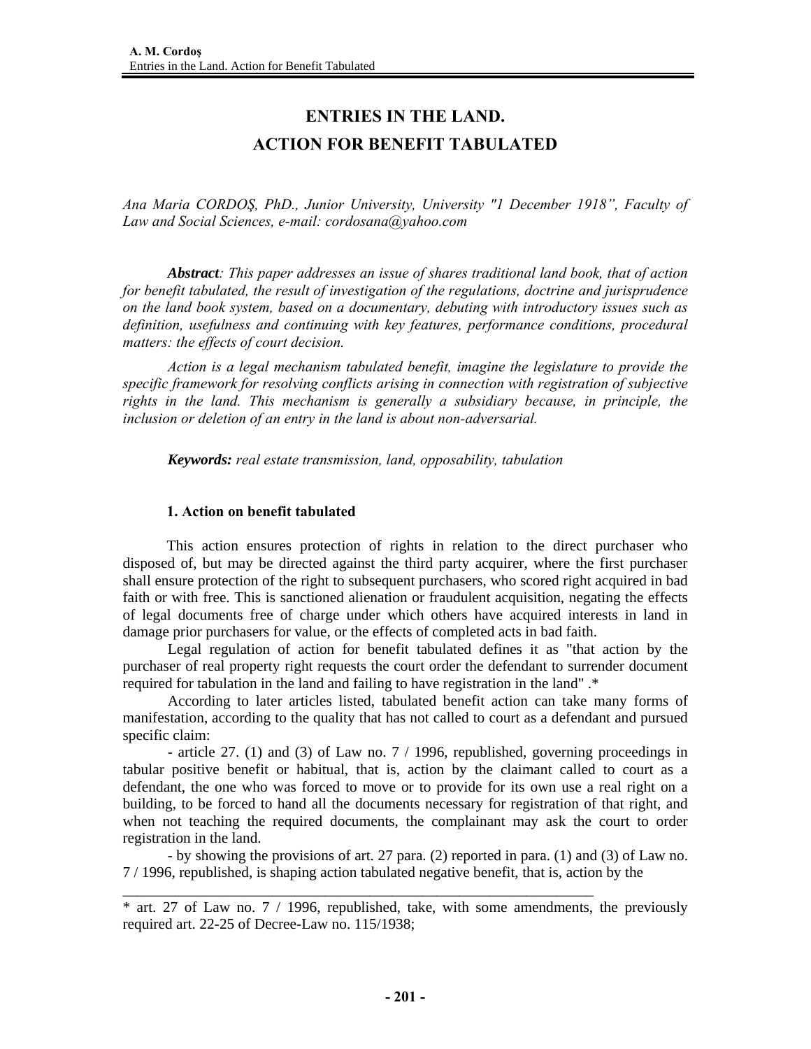# ENTRIES IN THE LAND. ACTION FOR BENEFIT TABULATED

*Ana Maria CORDOŞ, PhD., Junior University, University "1 December 1918", Faculty of Law and Social Sciences, e-mail: cordosana@yahoo.com*

***Abstract**: This paper addresses an issue of shares traditional land book, that of action for benefit tabulated, the result of investigation of the regulations, doctrine and jurisprudence on the land book system, based on a documentary, debuting with introductory issues such as definition, usefulness and continuing with key features, performance conditions, procedural matters: the effects of court decision.*

*Action is a legal mechanism tabulated benefit, imagine the legislature to provide the specific framework for resolving conflicts arising in connection with registration of subjective rights in the land. This mechanism is generally a subsidiary because, in principle, the inclusion or deletion of an entry in the land is about non-adversarial.*

***Keywords:** real estate transmission, land, opposability, tabulation*

## 1. Action on benefit tabulated

This action ensures protection of rights in relation to the direct purchaser who disposed of, but may be directed against the third party acquirer, where the first purchaser shall ensure protection of the right to subsequent purchasers, who scored right acquired in bad faith or with free. This is sanctioned alienation or fraudulent acquisition, negating the effects of legal documents free of charge under which others have acquired interests in land in damage prior purchasers for value, or the effects of completed acts in bad faith.

Legal regulation of action for benefit tabulated defines it as "that action by the purchaser of real property right requests the court order the defendant to surrender document required for tabulation in the land and failing to have registration in the land" .*

According to later articles listed, tabulated benefit action can take many forms of manifestation, according to the quality that has not called to court as a defendant and pursued specific claim:

- article 27. (1) and (3) of Law no. 7 / 1996, republished, governing proceedings in tabular positive benefit or habitual, that is, action by the claimant called to court as a defendant, the one who was forced to move or to provide for its own use a real right on a building, to be forced to hand all the documents necessary for registration of that right, and when not teaching the required documents, the complainant may ask the court to order registration in the land.

- by showing the provisions of art. 27 para. (2) reported in para. (1) and (3) of Law no. 7 / 1996, republished, is shaping action tabulated negative benefit, that is, action by the

---

* art. 27 of Law no. 7 / 1996, republished, take, with some amendments, the previously required art. 22-25 of Decree-Law no. 115/1938;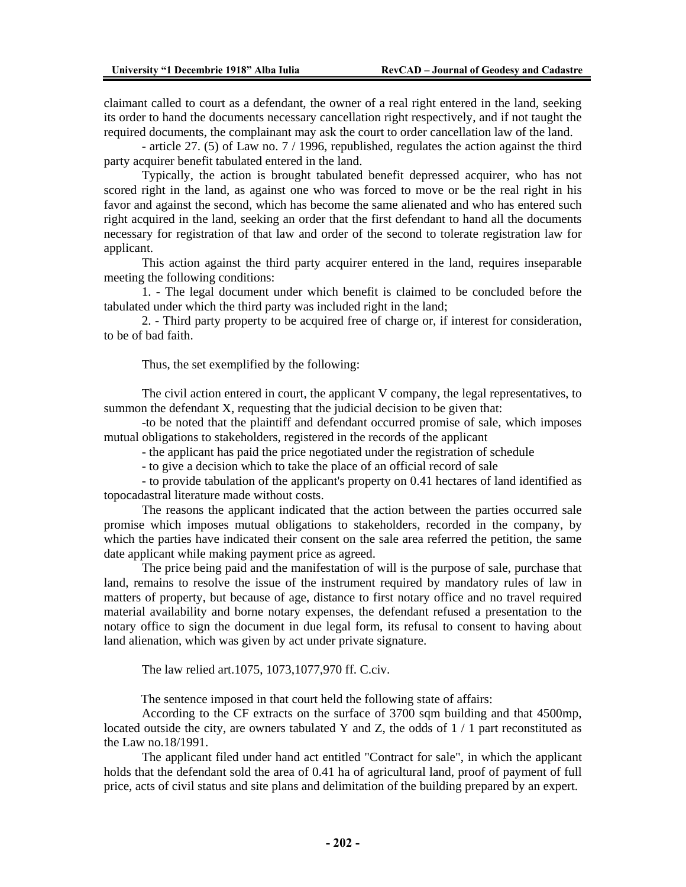claimant called to court as a defendant, the owner of a real right entered in the land, seeking its order to hand the documents necessary cancellation right respectively, and if not taught the required documents, the complainant may ask the court to order cancellation law of the land.

- article 27. (5) of Law no. 7 / 1996, republished, regulates the action against the third party acquirer benefit tabulated entered in the land.

Typically, the action is brought tabulated benefit depressed acquirer, who has not scored right in the land, as against one who was forced to move or be the real right in his favor and against the second, which has become the same alienated and who has entered such right acquired in the land, seeking an order that the first defendant to hand all the documents necessary for registration of that law and order of the second to tolerate registration law for applicant.

This action against the third party acquirer entered in the land, requires inseparable meeting the following conditions:

1. - The legal document under which benefit is claimed to be concluded before the tabulated under which the third party was included right in the land;

2. - Third party property to be acquired free of charge or, if interest for consideration, to be of bad faith.

Thus, the set exemplified by the following:

The civil action entered in court, the applicant V company, the legal representatives, to summon the defendant X, requesting that the judicial decision to be given that:

-to be noted that the plaintiff and defendant occurred promise of sale, which imposes mutual obligations to stakeholders, registered in the records of the applicant

- the applicant has paid the price negotiated under the registration of schedule

- to give a decision which to take the place of an official record of sale

- to provide tabulation of the applicant's property on 0.41 hectares of land identified as topocadastral literature made without costs.

The reasons the applicant indicated that the action between the parties occurred sale promise which imposes mutual obligations to stakeholders, recorded in the company, by which the parties have indicated their consent on the sale area referred the petition, the same date applicant while making payment price as agreed.

The price being paid and the manifestation of will is the purpose of sale, purchase that land, remains to resolve the issue of the instrument required by mandatory rules of law in matters of property, but because of age, distance to first notary office and no travel required material availability and borne notary expenses, the defendant refused a presentation to the notary office to sign the document in due legal form, its refusal to consent to having about land alienation, which was given by act under private signature.

The law relied art.1075, 1073,1077,970 ff. C.civ.

The sentence imposed in that court held the following state of affairs:

According to the CF extracts on the surface of 3700 sqm building and that 4500mp, located outside the city, are owners tabulated Y and Z, the odds of 1 / 1 part reconstituted as the Law no.18/1991.

The applicant filed under hand act entitled "Contract for sale", in which the applicant holds that the defendant sold the area of 0.41 ha of agricultural land, proof of payment of full price, acts of civil status and site plans and delimitation of the building prepared by an expert.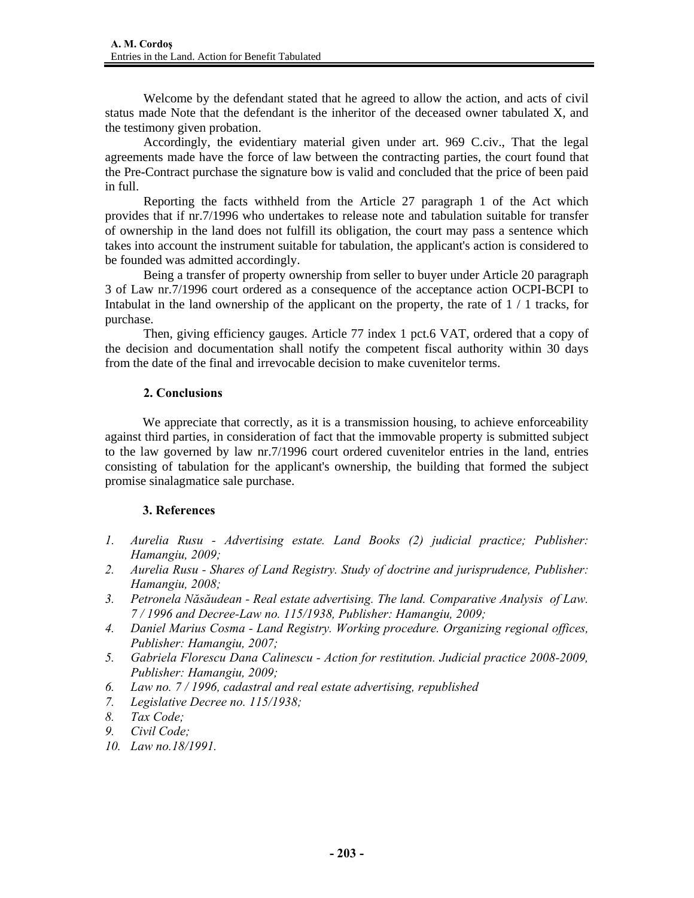Welcome by the defendant stated that he agreed to allow the action, and acts of civil status made Note that the defendant is the inheritor of the deceased owner tabulated X, and the testimony given probation.

Accordingly, the evidentiary material given under art. 969 C.civ., That the legal agreements made have the force of law between the contracting parties, the court found that the Pre-Contract purchase the signature bow is valid and concluded that the price of been paid in full.

Reporting the facts withheld from the Article 27 paragraph 1 of the Act which provides that if nr.7/1996 who undertakes to release note and tabulation suitable for transfer of ownership in the land does not fulfill its obligation, the court may pass a sentence which takes into account the instrument suitable for tabulation, the applicant's action is considered to be founded was admitted accordingly.

Being a transfer of property ownership from seller to buyer under Article 20 paragraph 3 of Law nr.7/1996 court ordered as a consequence of the acceptance action OCPI-BCPI to Intabulat in the land ownership of the applicant on the property, the rate of 1 / 1 tracks, for purchase.

Then, giving efficiency gauges. Article 77 index 1 pct.6 VAT, ordered that a copy of the decision and documentation shall notify the competent fiscal authority within 30 days from the date of the final and irrevocable decision to make cuvenitelor terms.

## 2. Conclusions

We appreciate that correctly, as it is a transmission housing, to achieve enforceability against third parties, in consideration of fact that the immovable property is submitted subject to the law governed by law nr.7/1996 court ordered cuvenitelor entries in the land, entries consisting of tabulation for the applicant's ownership, the building that formed the subject promise sinalagmatice sale purchase.

## 3. References

1. *Aurelia Rusu - Advertising estate. Land Books (2) judicial practice; Publisher: Hamangiu, 2009;*
2. *Aurelia Rusu - Shares of Land Registry. Study of doctrine and jurisprudence, Publisher: Hamangiu, 2008;*
3. *Petronela Năsăudean - Real estate advertising. The land. Comparative Analysis of Law. 7 / 1996 and Decree-Law no. 115/1938, Publisher: Hamangiu, 2009;*
4. *Daniel Marius Cosma - Land Registry. Working procedure. Organizing regional offices, Publisher: Hamangiu, 2007;*
5. *Gabriela Florescu Dana Calinescu - Action for restitution. Judicial practice 2008-2009, Publisher: Hamangiu, 2009;*
6. *Law no. 7 / 1996, cadastral and real estate advertising, republished*
7. *Legislative Decree no. 115/1938;*
8. *Tax Code;*
9. *Civil Code;*
10. *Law no.18/1991.*